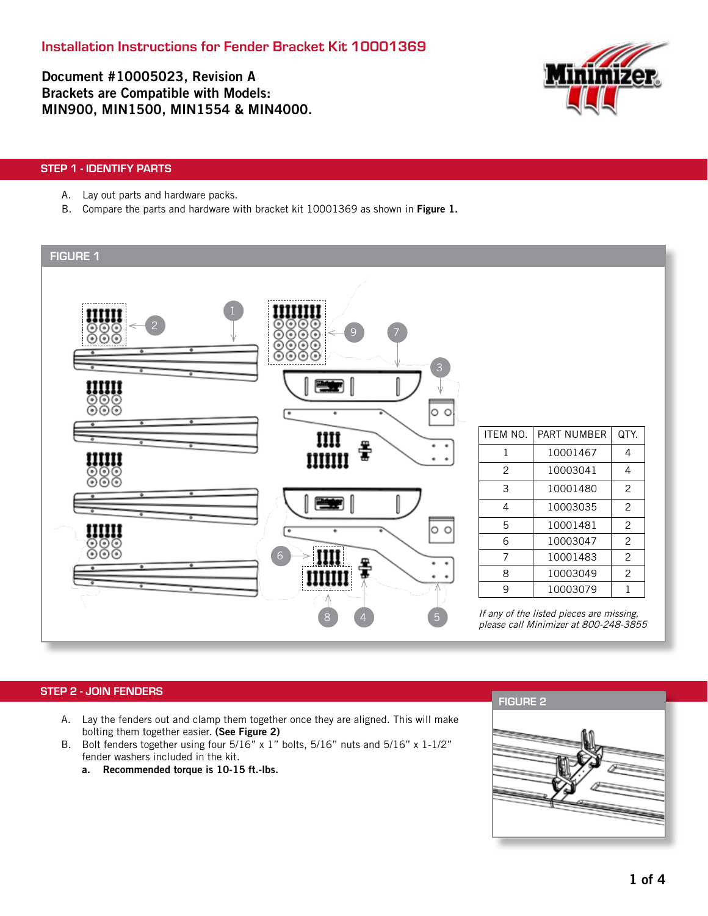# Installation Instructions for Fender Bracket Kit 10001369

**Document #10005023, Revision A**
**Brackets are Compatible with Models:**
**MIN900, MIN1500, MIN1554 & MIN4000.**

## STEP 1 - IDENTIFY PARTS

A. Lay out parts and hardware packs.
B. Compare the parts and hardware with bracket kit 10001369 as shown in **Figure 1.**

### FIGURE 1

| ITEM NO. | PART NUMBER | QTY. |
| --- | --- | --- |
| 1 | 10001467 | 4 |
| 2 | 10003041 | 4 |
| 3 | 10001480 | 2 |
| 4 | 10003035 | 2 |
| 5 | 10001481 | 2 |
| 6 | 10003047 | 2 |
| 7 | 10001483 | 2 |
| 8 | 10003049 | 2 |
| 9 | 10003079 | 1 |

*If any of the listed pieces are missing, please call Minimizer at 800-248-3855*

## STEP 2 - JOIN FENDERS

A. Lay the fenders out and clamp them together once they are aligned. This will make bolting them together easier. **(See Figure 2)**
B. Bolt fenders together using four 5/16" x 1" bolts, 5/16" nuts and 5/16" x 1-1/2" fender washers included in the kit.
   **a. Recommended torque is 10-15 ft.-lbs.**

### FIGURE 2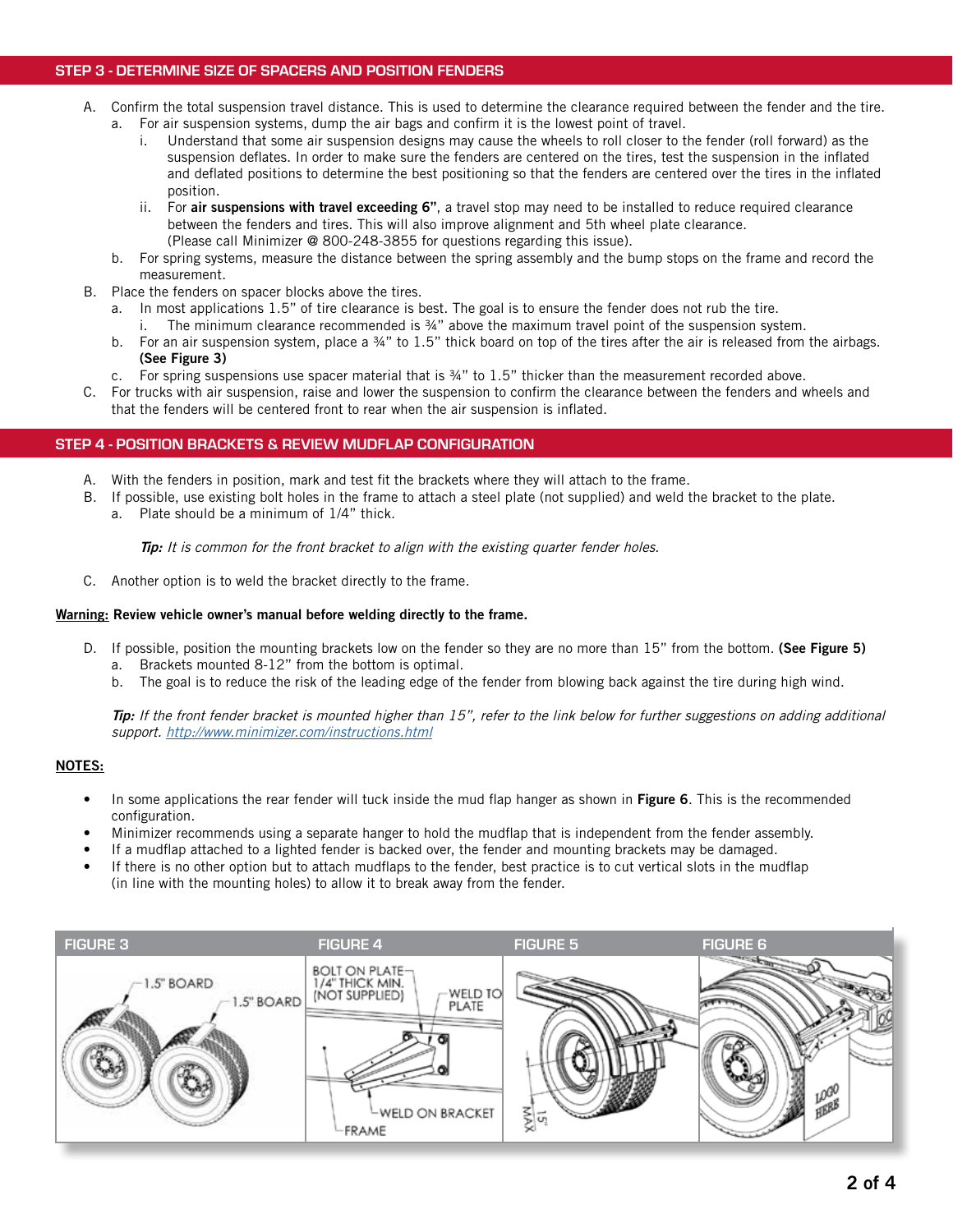## STEP 3 - DETERMINE SIZE OF SPACERS AND POSITION FENDERS

A. Confirm the total suspension travel distance. This is used to determine the clearance required between the fender and the tire.
   a. For air suspension systems, dump the air bags and confirm it is the lowest point of travel.
      i. Understand that some air suspension designs may cause the wheels to roll closer to the fender (roll forward) as the suspension deflates. In order to make sure the fenders are centered on the tires, test the suspension in the inflated and deflated positions to determine the best positioning so that the fenders are centered over the tires in the inflated position.
      ii. For **air suspensions with travel exceeding 6"**, a travel stop may need to be installed to reduce required clearance between the fenders and tires. This will also improve alignment and 5th wheel plate clearance. (Please call Minimizer @ 800-248-3855 for questions regarding this issue).
   b. For spring systems, measure the distance between the spring assembly and the bump stops on the frame and record the measurement.

B. Place the fenders on spacer blocks above the tires.
   a. In most applications 1.5" of tire clearance is best. The goal is to ensure the fender does not rub the tire.
      i. The minimum clearance recommended is ¾" above the maximum travel point of the suspension system.
   b. For an air suspension system, place a ¾" to 1.5" thick board on top of the tires after the air is released from the airbags. **(See Figure 3)**
   c. For spring suspensions use spacer material that is ¾" to 1.5" thicker than the measurement recorded above.

C. For trucks with air suspension, raise and lower the suspension to confirm the clearance between the fenders and wheels and that the fenders will be centered front to rear when the air suspension is inflated.

## STEP 4 - POSITION BRACKETS & REVIEW MUDFLAP CONFIGURATION

A. With the fenders in position, mark and test fit the brackets where they will attach to the frame.

B. If possible, use existing bolt holes in the frame to attach a steel plate (not supplied) and weld the bracket to the plate.
   a. Plate should be a minimum of 1/4" thick.

   ***Tip:*** *It is common for the front bracket to align with the existing quarter fender holes.*

C. Another option is to weld the bracket directly to the frame.

**Warning: Review vehicle owner's manual before welding directly to the frame.**

D. If possible, position the mounting brackets low on the fender so they are no more than 15" from the bottom. **(See Figure 5)**
   a. Brackets mounted 8-12" from the bottom is optimal.
   b. The goal is to reduce the risk of the leading edge of the fender from blowing back against the tire during high wind.

***Tip:*** *If the front fender bracket is mounted higher than 15", refer to the link below for further suggestions on adding additional support. http://www.minimizer.com/instructions.html*

**NOTES:**

- In some applications the rear fender will tuck inside the mud flap hanger as shown in **Figure 6**. This is the recommended configuration.
- Minimizer recommends using a separate hanger to hold the mudflap that is independent from the fender assembly.
- If a mudflap attached to a lighted fender is backed over, the fender and mounting brackets may be damaged.
- If there is no other option but to attach mudflaps to the fender, best practice is to cut vertical slots in the mudflap (in line with the mounting holes) to allow it to break away from the fender.

FIGURE 3 — 1.5" BOARD; 1.5" BOARD

FIGURE 4 — BOLT ON PLATE 1/4" THICK MIN. (NOT SUPPLIED); WELD TO PLATE; WELD ON BRACKET; FRAME

FIGURE 5 — 15" MAX

FIGURE 6 — LOGO HERE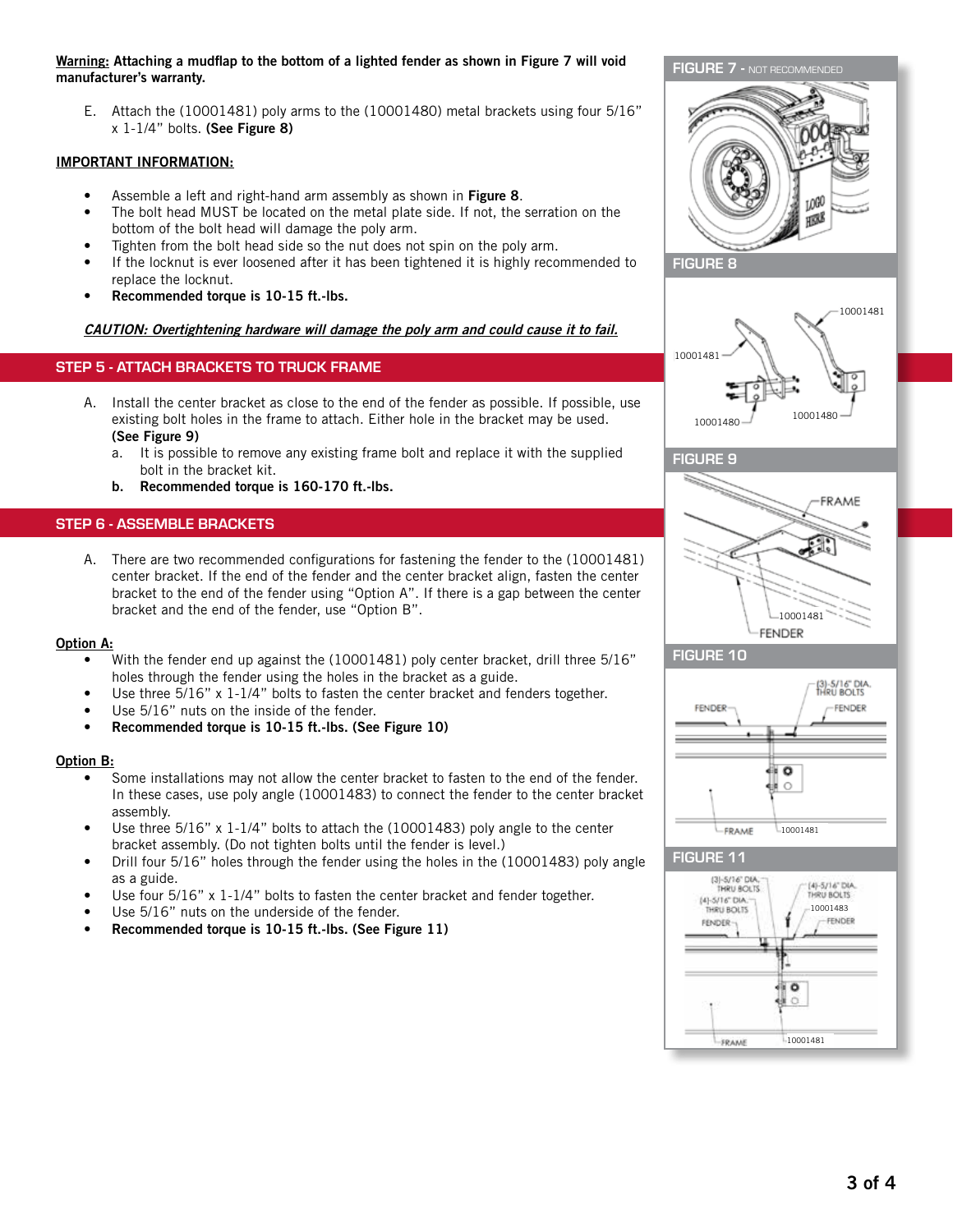**Warning: Attaching a mudflap to the bottom of a lighted fender as shown in Figure 7 will void manufacturer's warranty.**

E. Attach the (10001481) poly arms to the (10001480) metal brackets using four 5/16" x 1-1/4" bolts. **(See Figure 8)**

**IMPORTANT INFORMATION:**

- Assemble a left and right-hand arm assembly as shown in **Figure 8**.
- The bolt head MUST be located on the metal plate side. If not, the serration on the bottom of the bolt head will damage the poly arm.
- Tighten from the bolt head side so the nut does not spin on the poly arm.
- If the locknut is ever loosened after it has been tightened it is highly recommended to replace the locknut.
- **Recommended torque is 10-15 ft.-lbs.**

***CAUTION: Overtightening hardware will damage the poly arm and could cause it to fail.***

## STEP 5 - ATTACH BRACKETS TO TRUCK FRAME

A. Install the center bracket as close to the end of the fender as possible. If possible, use existing bolt holes in the frame to attach. Either hole in the bracket may be used. **(See Figure 9)**
   a. It is possible to remove any existing frame bolt and replace it with the supplied bolt in the bracket kit.
   **b. Recommended torque is 160-170 ft.-lbs.**

## STEP 6 - ASSEMBLE BRACKETS

A. There are two recommended configurations for fastening the fender to the (10001481) center bracket. If the end of the fender and the center bracket align, fasten the center bracket to the end of the fender using "Option A". If there is a gap between the center bracket and the end of the fender, use "Option B".

**Option A:**

- With the fender end up against the (10001481) poly center bracket, drill three 5/16" holes through the fender using the holes in the bracket as a guide.
- Use three 5/16" x 1-1/4" bolts to fasten the center bracket and fenders together.
- Use 5/16" nuts on the inside of the fender.
- **Recommended torque is 10-15 ft.-lbs. (See Figure 10)**

**Option B:**

- Some installations may not allow the center bracket to fasten to the end of the fender. In these cases, use poly angle (10001483) to connect the fender to the center bracket assembly.
- Use three 5/16" x 1-1/4" bolts to attach the (10001483) poly angle to the center bracket assembly. (Do not tighten bolts until the fender is level.)
- Drill four 5/16" holes through the fender using the holes in the (10001483) poly angle as a guide.
- Use four 5/16" x 1-1/4" bolts to fasten the center bracket and fender together.
- Use 5/16" nuts on the underside of the fender.
- **Recommended torque is 10-15 ft.-lbs. (See Figure 11)**

FIGURE 7 - NOT RECOMMENDED

FIGURE 8

FIGURE 9

FIGURE 10

FIGURE 11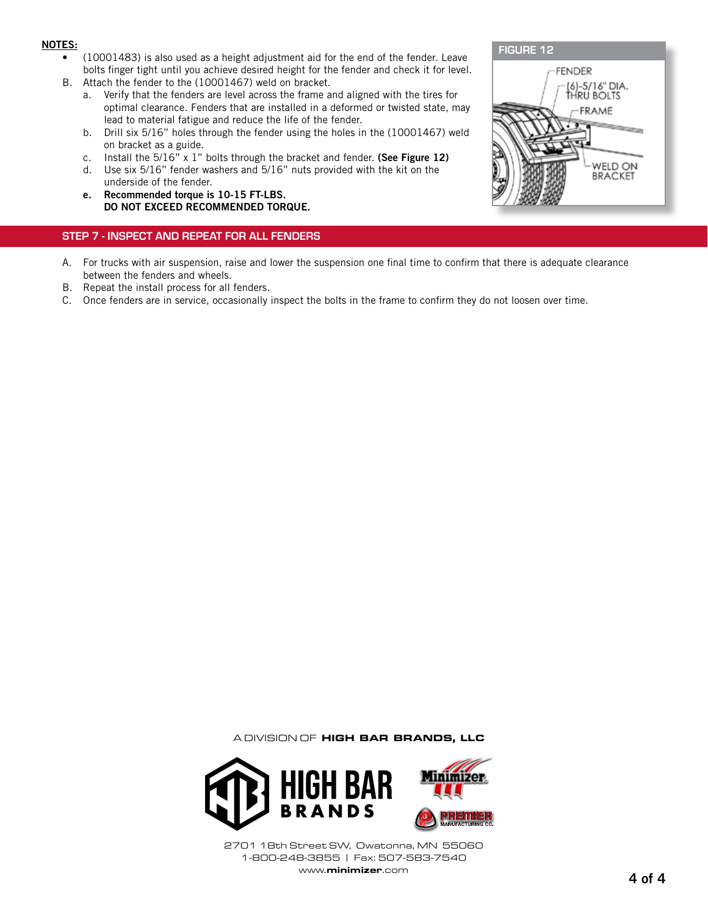**NOTES:**

- (10001483) is also used as a height adjustment aid for the end of the fender. Leave bolts finger tight until you achieve desired height for the fender and check it for level.

B. Attach the fender to the (10001467) weld on bracket.

  a. Verify that the fenders are level across the frame and aligned with the tires for optimal clearance. Fenders that are installed in a deformed or twisted state, may lead to material fatigue and reduce the life of the fender.
  b. Drill six 5/16" holes through the fender using the holes in the (10001467) weld on bracket as a guide.
  c. Install the 5/16" x 1" bolts through the bracket and fender. **(See Figure 12)**
  d. Use six 5/16" fender washers and 5/16" nuts provided with the kit on the underside of the fender.
  **e. Recommended torque is 10-15 FT-LBS.**
  **DO NOT EXCEED RECOMMENDED TORQUE.**

FIGURE 12

FENDER

(6)-5/16" DIA. THRU BOLTS

FRAME

WELD ON BRACKET

## STEP 7 - INSPECT AND REPEAT FOR ALL FENDERS

A. For trucks with air suspension, raise and lower the suspension one final time to confirm that there is adequate clearance between the fenders and wheels.
B. Repeat the install process for all fenders.
C. Once fenders are in service, occasionally inspect the bolts in the frame to confirm they do not loosen over time.

A DIVISION OF **HIGH BAR BRANDS, LLC**

HIGH BAR BRANDS

Minimizer

PREMIER MANUFACTURING CO.

2701 18th Street SW, Owatonna, MN 55060
1-800-248-3855 | Fax: 507-583-7540
www.**minimizer**.com